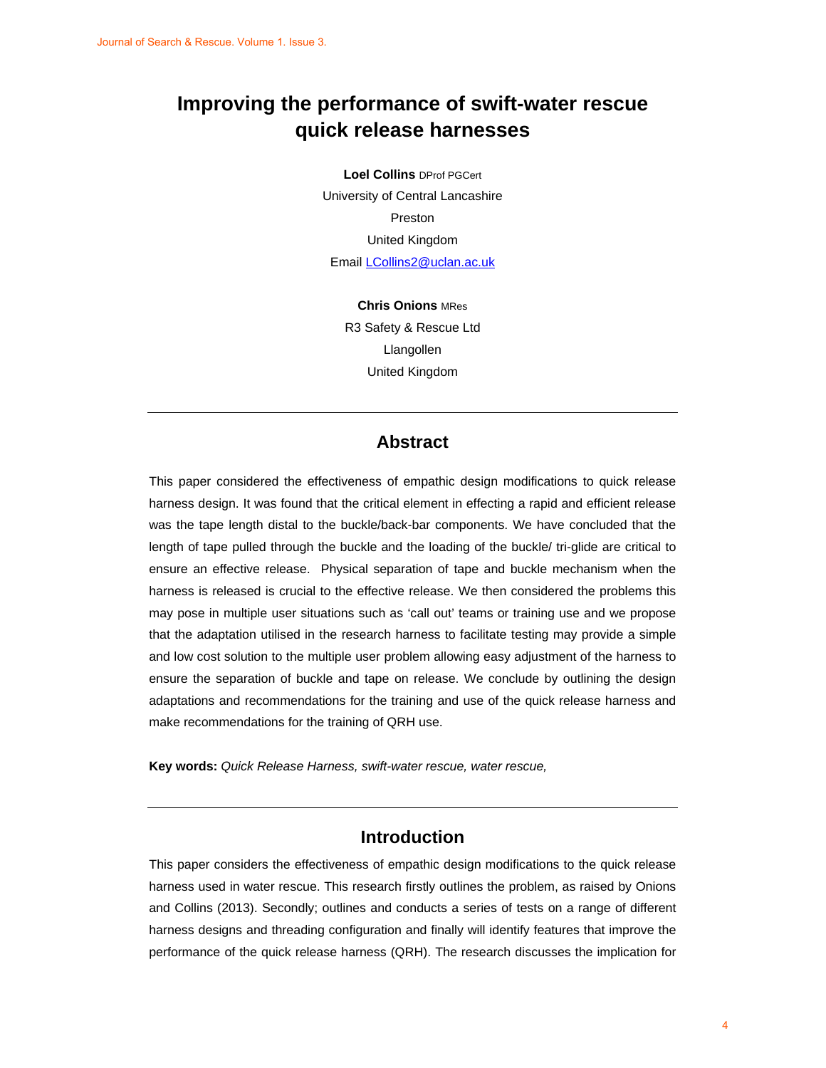# Improving the performance of swift-water rescue quick release harnesses

**Loel Collins** DProf PGCert
University of Central Lancashire
Preston
United Kingdom
Email LCollins2@uclan.ac.uk

**Chris Onions** MRes
R3 Safety & Rescue Ltd
Llangollen
United Kingdom

---

## Abstract

This paper considered the effectiveness of empathic design modifications to quick release harness design. It was found that the critical element in effecting a rapid and efficient release was the tape length distal to the buckle/back-bar components. We have concluded that the length of tape pulled through the buckle and the loading of the buckle/ tri-glide are critical to ensure an effective release. Physical separation of tape and buckle mechanism when the harness is released is crucial to the effective release. We then considered the problems this may pose in multiple user situations such as 'call out' teams or training use and we propose that the adaptation utilised in the research harness to facilitate testing may provide a simple and low cost solution to the multiple user problem allowing easy adjustment of the harness to ensure the separation of buckle and tape on release. We conclude by outlining the design adaptations and recommendations for the training and use of the quick release harness and make recommendations for the training of QRH use.

**Key words:** *Quick Release Harness, swift-water rescue, water rescue,*

---

## Introduction

This paper considers the effectiveness of empathic design modifications to the quick release harness used in water rescue. This research firstly outlines the problem, as raised by Onions and Collins (2013). Secondly; outlines and conducts a series of tests on a range of different harness designs and threading configuration and finally will identify features that improve the performance of the quick release harness (QRH). The research discusses the implication for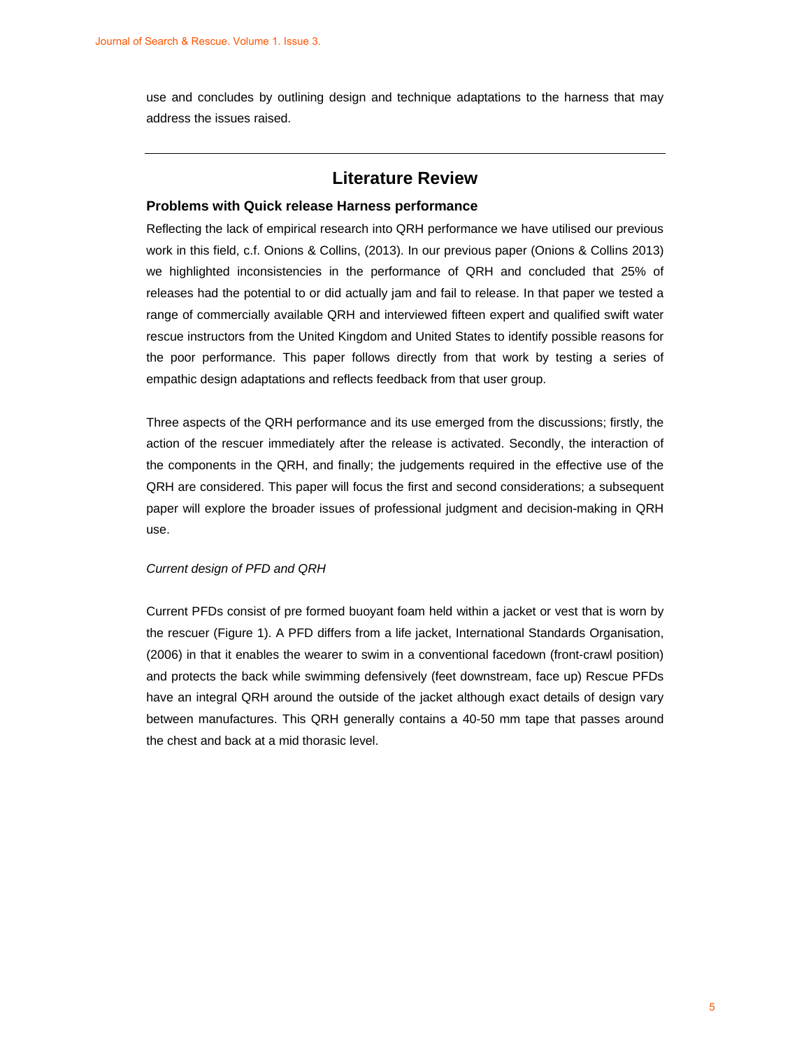use and concludes by outlining design and technique adaptations to the harness that may address the issues raised.

---

## Literature Review

### Problems with Quick release Harness performance

Reflecting the lack of empirical research into QRH performance we have utilised our previous work in this field, c.f. Onions & Collins, (2013). In our previous paper (Onions & Collins 2013) we highlighted inconsistencies in the performance of QRH and concluded that 25% of releases had the potential to or did actually jam and fail to release. In that paper we tested a range of commercially available QRH and interviewed fifteen expert and qualified swift water rescue instructors from the United Kingdom and United States to identify possible reasons for the poor performance. This paper follows directly from that work by testing a series of empathic design adaptations and reflects feedback from that user group.

Three aspects of the QRH performance and its use emerged from the discussions; firstly, the action of the rescuer immediately after the release is activated. Secondly, the interaction of the components in the QRH, and finally; the judgements required in the effective use of the QRH are considered. This paper will focus the first and second considerations; a subsequent paper will explore the broader issues of professional judgment and decision-making in QRH use.

*Current design of PFD and QRH*

Current PFDs consist of pre formed buoyant foam held within a jacket or vest that is worn by the rescuer (Figure 1). A PFD differs from a life jacket, International Standards Organisation, (2006) in that it enables the wearer to swim in a conventional facedown (front-crawl position) and protects the back while swimming defensively (feet downstream, face up) Rescue PFDs have an integral QRH around the outside of the jacket although exact details of design vary between manufactures. This QRH generally contains a 40-50 mm tape that passes around the chest and back at a mid thorasic level.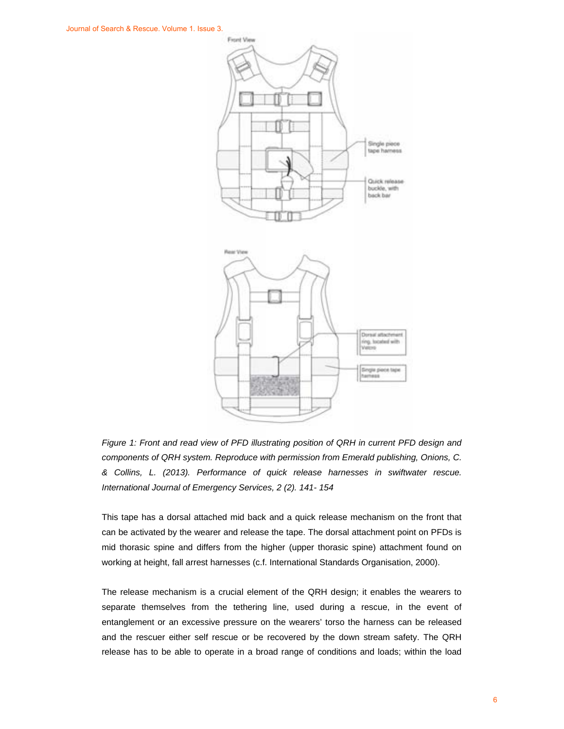*Figure 1: Front and read view of PFD illustrating position of QRH in current PFD design and components of QRH system. Reproduce with permission from Emerald publishing, Onions, C. & Collins, L. (2013). Performance of quick release harnesses in swiftwater rescue. International Journal of Emergency Services, 2 (2). 141- 154*

This tape has a dorsal attached mid back and a quick release mechanism on the front that can be activated by the wearer and release the tape. The dorsal attachment point on PFDs is mid thoracic spine and differs from the higher (upper thoracic spine) attachment found on working at height, fall arrest harnesses (c.f. International Standards Organisation, 2000).

The release mechanism is a crucial element of the QRH design; it enables the wearers to separate themselves from the tethering line, used during a rescue, in the event of entanglement or an excessive pressure on the wearers' torso the harness can be released and the rescuer either self rescue or be recovered by the down stream safety. The QRH release has to be able to operate in a broad range of conditions and loads; within the load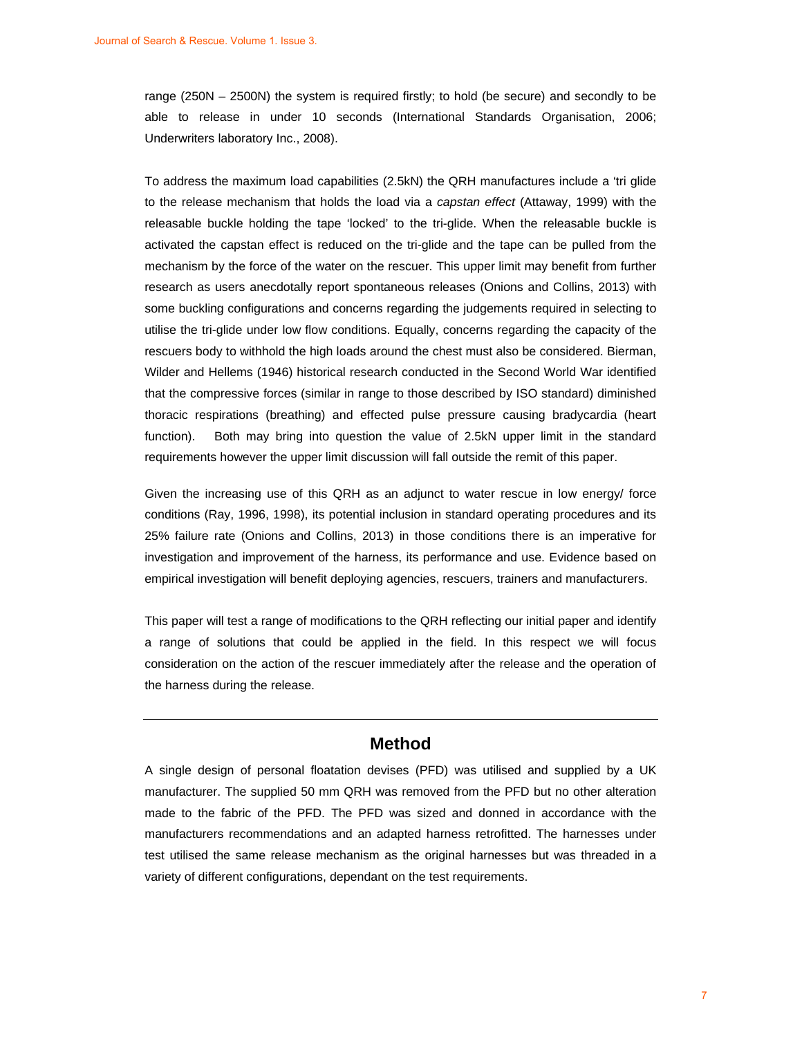range (250N – 2500N) the system is required firstly; to hold (be secure) and secondly to be able to release in under 10 seconds (International Standards Organisation, 2006; Underwriters laboratory Inc., 2008).

To address the maximum load capabilities (2.5kN) the QRH manufactures include a 'tri glide to the release mechanism that holds the load via a *capstan effect* (Attaway, 1999) with the releasable buckle holding the tape 'locked' to the tri-glide. When the releasable buckle is activated the capstan effect is reduced on the tri-glide and the tape can be pulled from the mechanism by the force of the water on the rescuer. This upper limit may benefit from further research as users anecdotally report spontaneous releases (Onions and Collins, 2013) with some buckling configurations and concerns regarding the judgements required in selecting to utilise the tri-glide under low flow conditions. Equally, concerns regarding the capacity of the rescuers body to withhold the high loads around the chest must also be considered. Bierman, Wilder and Hellems (1946) historical research conducted in the Second World War identified that the compressive forces (similar in range to those described by ISO standard) diminished thoracic respirations (breathing) and effected pulse pressure causing bradycardia (heart function). Both may bring into question the value of 2.5kN upper limit in the standard requirements however the upper limit discussion will fall outside the remit of this paper.

Given the increasing use of this QRH as an adjunct to water rescue in low energy/ force conditions (Ray, 1996, 1998), its potential inclusion in standard operating procedures and its 25% failure rate (Onions and Collins, 2013) in those conditions there is an imperative for investigation and improvement of the harness, its performance and use. Evidence based on empirical investigation will benefit deploying agencies, rescuers, trainers and manufacturers.

This paper will test a range of modifications to the QRH reflecting our initial paper and identify a range of solutions that could be applied in the field. In this respect we will focus consideration on the action of the rescuer immediately after the release and the operation of the harness during the release.

## Method

A single design of personal floatation devises (PFD) was utilised and supplied by a UK manufacturer. The supplied 50 mm QRH was removed from the PFD but no other alteration made to the fabric of the PFD. The PFD was sized and donned in accordance with the manufacturers recommendations and an adapted harness retrofitted. The harnesses under test utilised the same release mechanism as the original harnesses but was threaded in a variety of different configurations, dependant on the test requirements.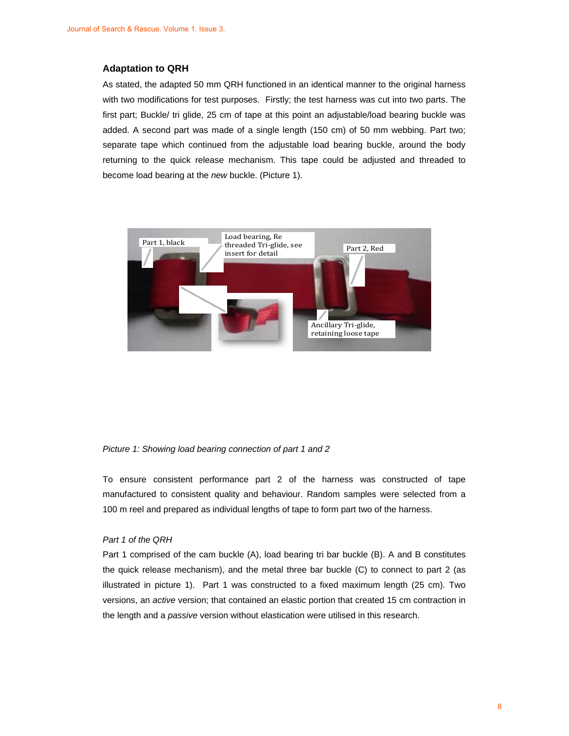### Adaptation to QRH

As stated, the adapted 50 mm QRH functioned in an identical manner to the original harness with two modifications for test purposes. Firstly; the test harness was cut into two parts. The first part; Buckle/ tri glide, 25 cm of tape at this point an adjustable/load bearing buckle was added. A second part was made of a single length (150 cm) of 50 mm webbing. Part two; separate tape which continued from the adjustable load bearing buckle, around the body returning to the quick release mechanism. This tape could be adjusted and threaded to become load bearing at the *new* buckle. (Picture 1).

*Picture 1: Showing load bearing connection of part 1 and 2*

To ensure consistent performance part 2 of the harness was constructed of tape manufactured to consistent quality and behaviour. Random samples were selected from a 100 m reel and prepared as individual lengths of tape to form part two of the harness.

*Part 1 of the QRH*

Part 1 comprised of the cam buckle (A), load bearing tri bar buckle (B). A and B constitutes the quick release mechanism), and the metal three bar buckle (C) to connect to part 2 (as illustrated in picture 1). Part 1 was constructed to a fixed maximum length (25 cm). Two versions, an *active* version; that contained an elastic portion that created 15 cm contraction in the length and a *passive* version without elastication were utilised in this research.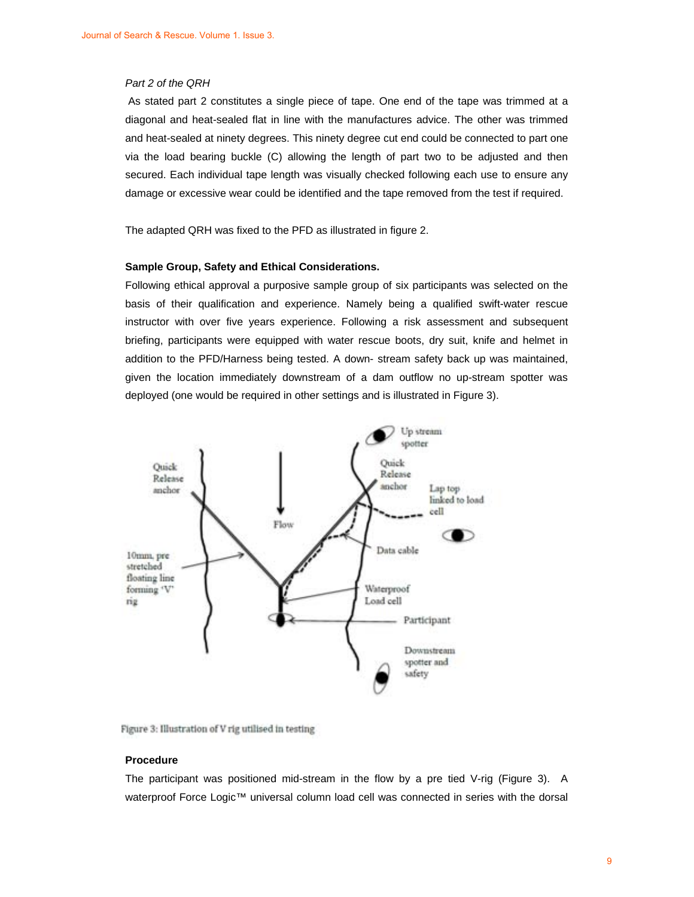*Part 2 of the QRH*

As stated part 2 constitutes a single piece of tape. One end of the tape was trimmed at a diagonal and heat-sealed flat in line with the manufactures advice. The other was trimmed and heat-sealed at ninety degrees. This ninety degree cut end could be connected to part one via the load bearing buckle (C) allowing the length of part two to be adjusted and then secured. Each individual tape length was visually checked following each use to ensure any damage or excessive wear could be identified and the tape removed from the test if required.

The adapted QRH was fixed to the PFD as illustrated in figure 2.

**Sample Group, Safety and Ethical Considerations.**

Following ethical approval a purposive sample group of six participants was selected on the basis of their qualification and experience. Namely being a qualified swift-water rescue instructor with over five years experience. Following a risk assessment and subsequent briefing, participants were equipped with water rescue boots, dry suit, knife and helmet in addition to the PFD/Harness being tested. A down- stream safety back up was maintained, given the location immediately downstream of a dam outflow no up-stream spotter was deployed (one would be required in other settings and is illustrated in Figure 3).

Figure 3: Illustration of V rig utilised in testing

**Procedure**

The participant was positioned mid-stream in the flow by a pre tied V-rig (Figure 3). A waterproof Force Logic™ universal column load cell was connected in series with the dorsal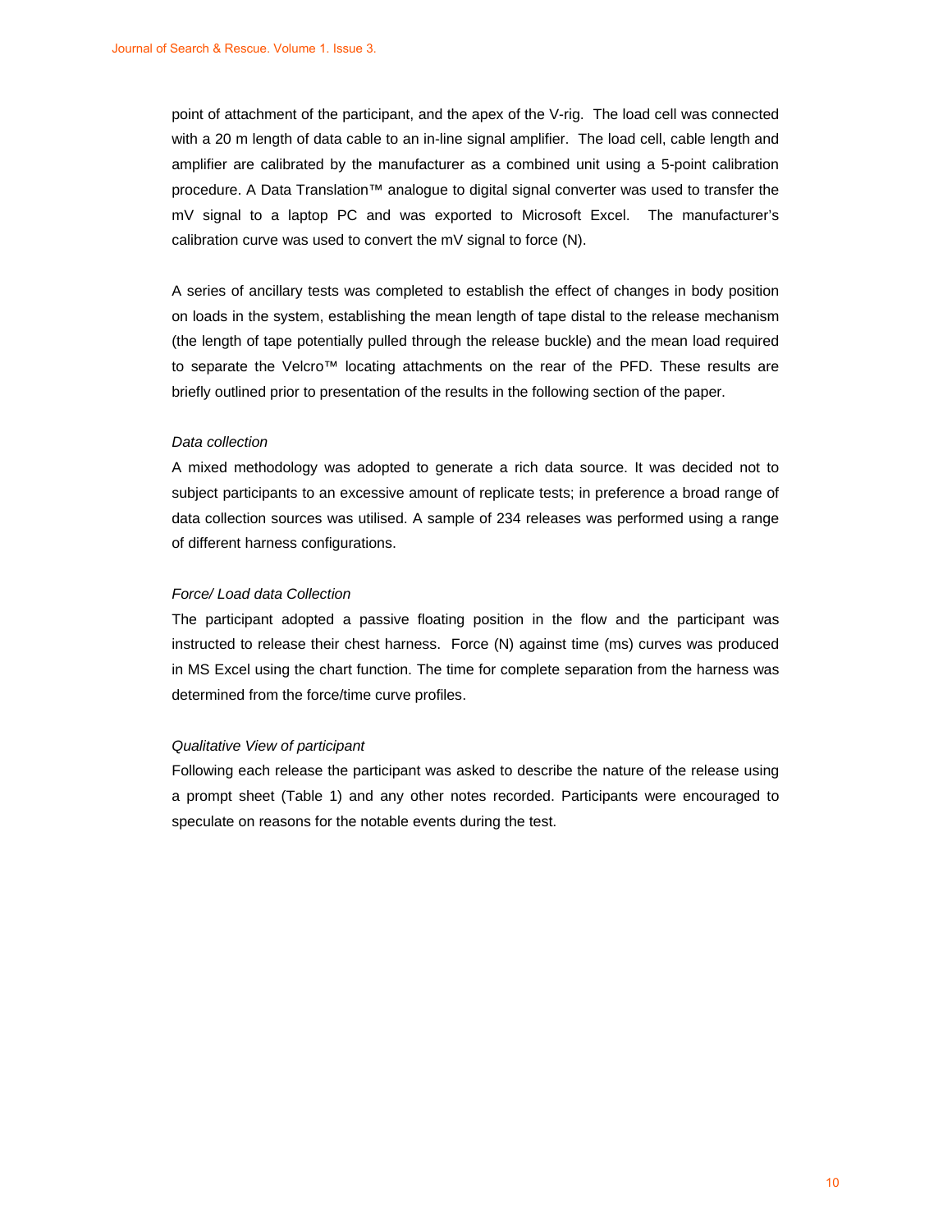point of attachment of the participant, and the apex of the V-rig. The load cell was connected with a 20 m length of data cable to an in-line signal amplifier. The load cell, cable length and amplifier are calibrated by the manufacturer as a combined unit using a 5-point calibration procedure. A Data Translation™ analogue to digital signal converter was used to transfer the mV signal to a laptop PC and was exported to Microsoft Excel. The manufacturer's calibration curve was used to convert the mV signal to force (N).

A series of ancillary tests was completed to establish the effect of changes in body position on loads in the system, establishing the mean length of tape distal to the release mechanism (the length of tape potentially pulled through the release buckle) and the mean load required to separate the Velcro™ locating attachments on the rear of the PFD. These results are briefly outlined prior to presentation of the results in the following section of the paper.

*Data collection*

A mixed methodology was adopted to generate a rich data source. It was decided not to subject participants to an excessive amount of replicate tests; in preference a broad range of data collection sources was utilised. A sample of 234 releases was performed using a range of different harness configurations.

*Force/ Load data Collection*

The participant adopted a passive floating position in the flow and the participant was instructed to release their chest harness. Force (N) against time (ms) curves was produced in MS Excel using the chart function. The time for complete separation from the harness was determined from the force/time curve profiles.

*Qualitative View of participant*

Following each release the participant was asked to describe the nature of the release using a prompt sheet (Table 1) and any other notes recorded. Participants were encouraged to speculate on reasons for the notable events during the test.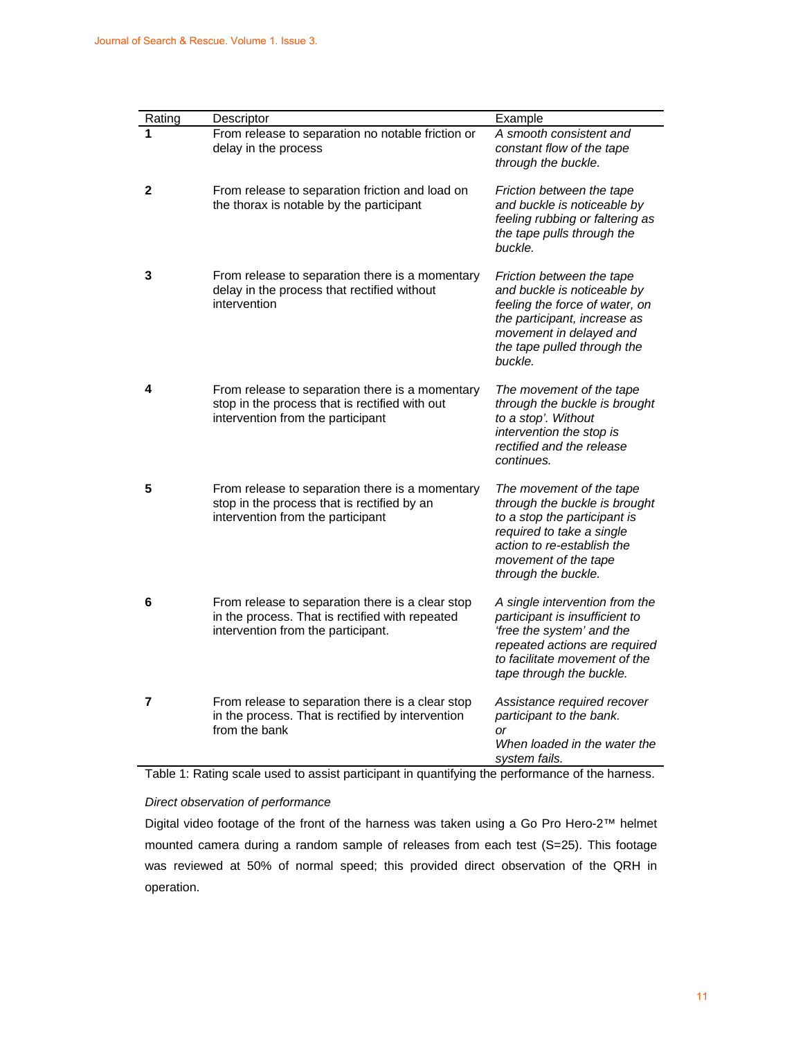| Rating | Descriptor | Example |
|---|---|---|
| **1** | From release to separation no notable friction or delay in the process | *A smooth consistent and constant flow of the tape through the buckle.* |
| **2** | From release to separation friction and load on the thorax is notable by the participant | *Friction between the tape and buckle is noticeable by feeling rubbing or faltering as the tape pulls through the buckle.* |
| **3** | From release to separation there is a momentary delay in the process that rectified without intervention | *Friction between the tape and buckle is noticeable by feeling the force of water, on the participant, increase as movement in delayed and the tape pulled through the buckle.* |
| **4** | From release to separation there is a momentary stop in the process that is rectified with out intervention from the participant | *The movement of the tape through the buckle is brought to a stop'. Without intervention the stop is rectified and the release continues.* |
| **5** | From release to separation there is a momentary stop in the process that is rectified by an intervention from the participant | *The movement of the tape through the buckle is brought to a stop the participant is required to take a single action to re-establish the movement of the tape through the buckle.* |
| **6** | From release to separation there is a clear stop in the process. That is rectified with repeated intervention from the participant. | *A single intervention from the participant is insufficient to 'free the system' and the repeated actions are required to facilitate movement of the tape through the buckle.* |
| **7** | From release to separation there is a clear stop in the process. That is rectified by intervention from the bank | *Assistance required recover participant to the bank.* *or* *When loaded in the water the system fails.* |

Table 1: Rating scale used to assist participant in quantifying the performance of the harness.

*Direct observation of performance*

Digital video footage of the front of the harness was taken using a Go Pro Hero-2™ helmet mounted camera during a random sample of releases from each test (S=25). This footage was reviewed at 50% of normal speed; this provided direct observation of the QRH in operation.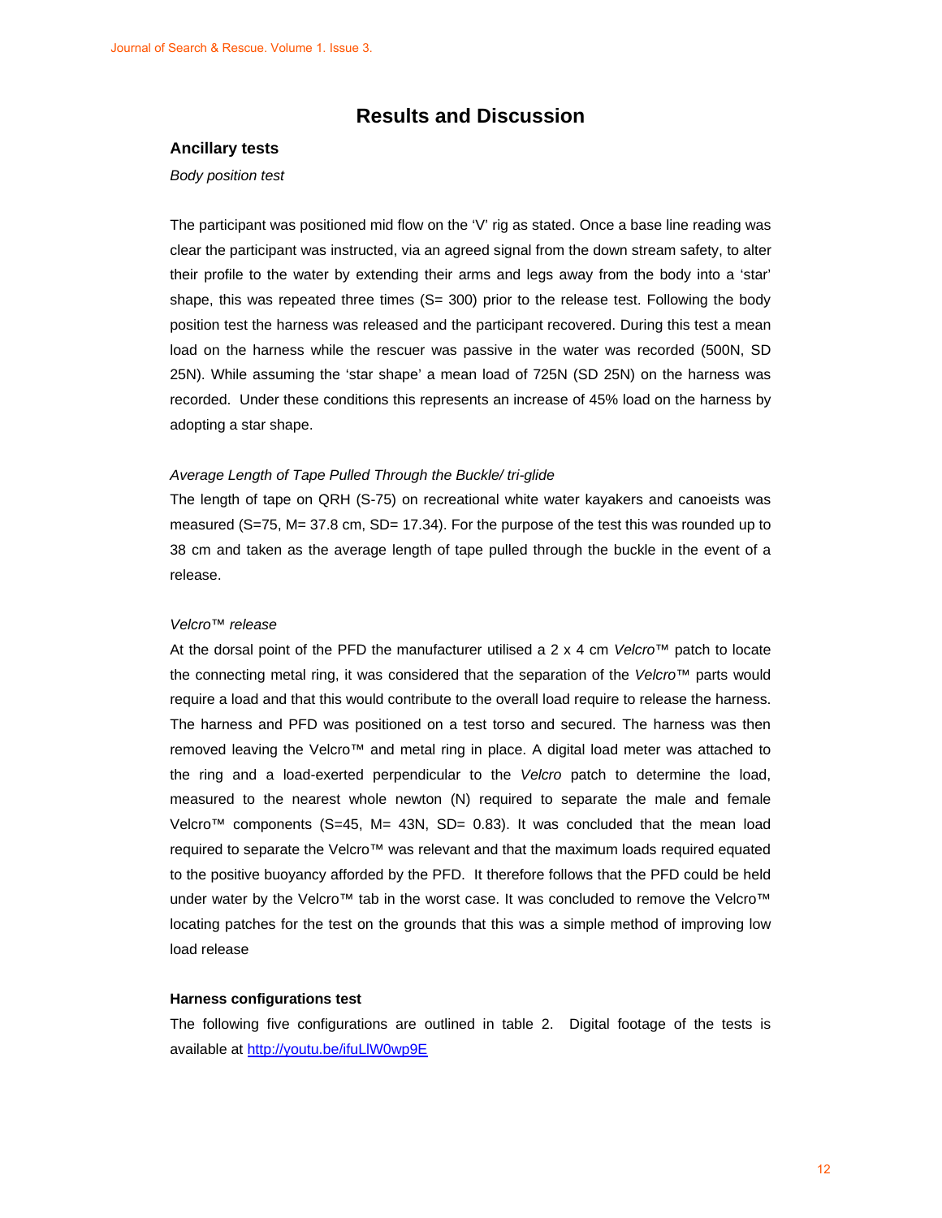# Results and Discussion

## Ancillary tests

*Body position test*

The participant was positioned mid flow on the 'V' rig as stated. Once a base line reading was clear the participant was instructed, via an agreed signal from the down stream safety, to alter their profile to the water by extending their arms and legs away from the body into a 'star' shape, this was repeated three times (S= 300) prior to the release test. Following the body position test the harness was released and the participant recovered. During this test a mean load on the harness while the rescuer was passive in the water was recorded (500N, SD 25N). While assuming the 'star shape' a mean load of 725N (SD 25N) on the harness was recorded. Under these conditions this represents an increase of 45% load on the harness by adopting a star shape.

*Average Length of Tape Pulled Through the Buckle/ tri-glide*

The length of tape on QRH (S-75) on recreational white water kayakers and canoeists was measured (S=75, M= 37.8 cm, SD= 17.34). For the purpose of the test this was rounded up to 38 cm and taken as the average length of tape pulled through the buckle in the event of a release.

*Velcro™ release*

At the dorsal point of the PFD the manufacturer utilised a 2 x 4 cm *Velcro™* patch to locate the connecting metal ring, it was considered that the separation of the *Velcro™* parts would require a load and that this would contribute to the overall load require to release the harness. The harness and PFD was positioned on a test torso and secured. The harness was then removed leaving the Velcro™ and metal ring in place. A digital load meter was attached to the ring and a load-exerted perpendicular to the *Velcro* patch to determine the load, measured to the nearest whole newton (N) required to separate the male and female Velcro™ components (S=45, M= 43N, SD= 0.83). It was concluded that the mean load required to separate the Velcro™ was relevant and that the maximum loads required equated to the positive buoyancy afforded by the PFD. It therefore follows that the PFD could be held under water by the Velcro™ tab in the worst case. It was concluded to remove the Velcro™ locating patches for the test on the grounds that this was a simple method of improving low load release

**Harness configurations test**

The following five configurations are outlined in table 2. Digital footage of the tests is available at http://youtu.be/ifuLlW0wp9E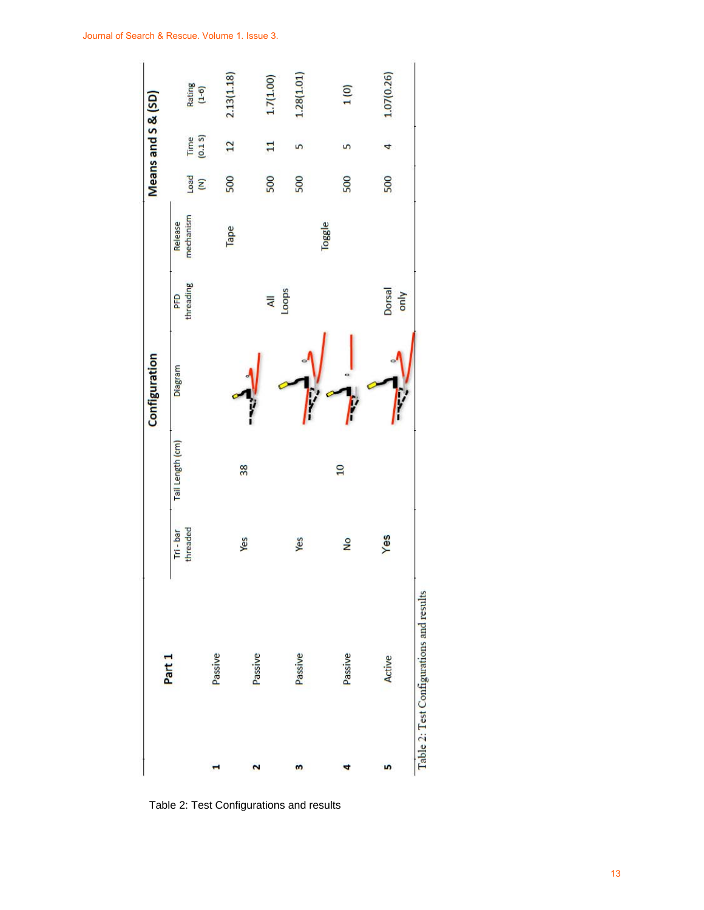| | Part 1 | Configuration | | | | | Means and S & (SD) | | |
|---|---|---|---|---|---|---|---|---|---|
| | | Tri - bar threaded | Tail Length (cm) | Diagram | PFD threading | Release mechanism | Load (N) | Time (0.1 s) | Rating (1-6) |
| 1 | Passive | | | | | Tape | 500 | 12 | 2.13(1.18) |
| 2 | Passive | Yes | 38 | | All Loops | | 500 | 11 | 1.7(1.00) |
| 3 | Passive | Yes | | | | | 500 | 5 | 1.28(1.01) |
| 4 | Passive | No | 10 | | | Toggle | 500 | 5 | 1 (0) |
| 5 | Active | Yes | | | Dorsal only | | 500 | 4 | 1.07(0.26) |

Table 2: Test Configurations and results

Table 2: Test Configurations and results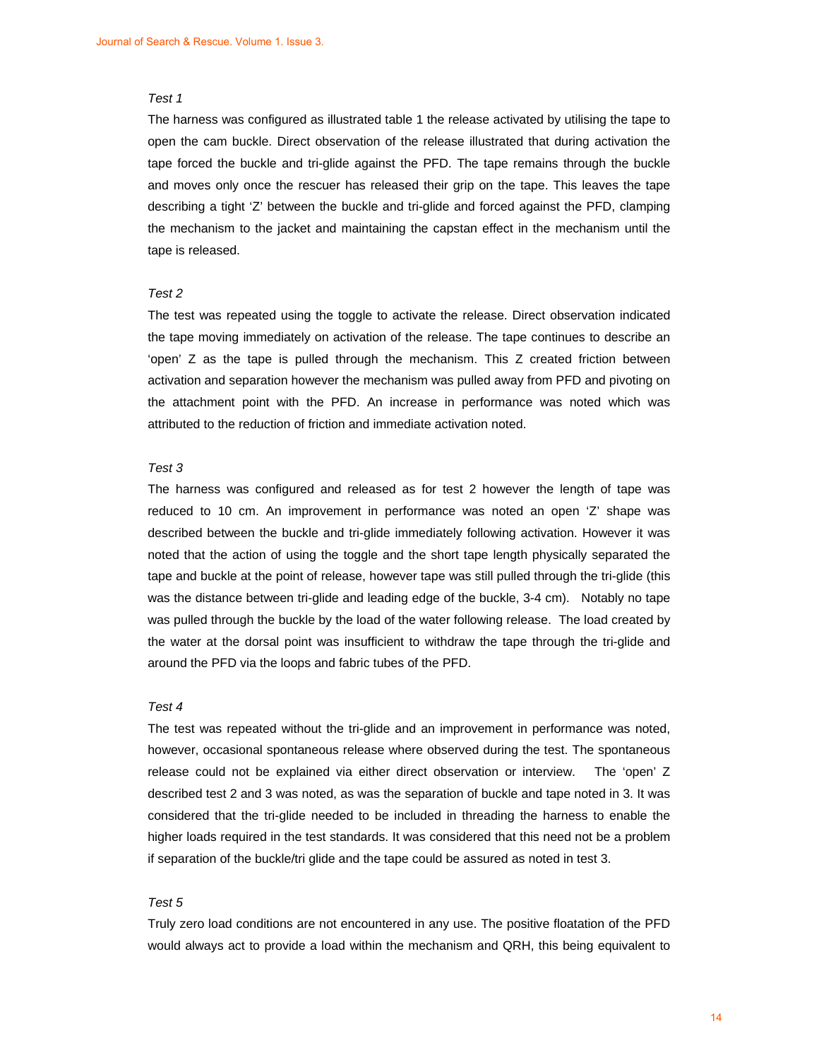*Test 1*

The harness was configured as illustrated table 1 the release activated by utilising the tape to open the cam buckle. Direct observation of the release illustrated that during activation the tape forced the buckle and tri-glide against the PFD. The tape remains through the buckle and moves only once the rescuer has released their grip on the tape. This leaves the tape describing a tight 'Z' between the buckle and tri-glide and forced against the PFD, clamping the mechanism to the jacket and maintaining the capstan effect in the mechanism until the tape is released.

*Test 2*

The test was repeated using the toggle to activate the release. Direct observation indicated the tape moving immediately on activation of the release. The tape continues to describe an 'open' Z as the tape is pulled through the mechanism. This Z created friction between activation and separation however the mechanism was pulled away from PFD and pivoting on the attachment point with the PFD. An increase in performance was noted which was attributed to the reduction of friction and immediate activation noted.

*Test 3*

The harness was configured and released as for test 2 however the length of tape was reduced to 10 cm. An improvement in performance was noted an open 'Z' shape was described between the buckle and tri-glide immediately following activation. However it was noted that the action of using the toggle and the short tape length physically separated the tape and buckle at the point of release, however tape was still pulled through the tri-glide (this was the distance between tri-glide and leading edge of the buckle, 3-4 cm). Notably no tape was pulled through the buckle by the load of the water following release. The load created by the water at the dorsal point was insufficient to withdraw the tape through the tri-glide and around the PFD via the loops and fabric tubes of the PFD.

*Test 4*

The test was repeated without the tri-glide and an improvement in performance was noted, however, occasional spontaneous release where observed during the test. The spontaneous release could not be explained via either direct observation or interview. The 'open' Z described test 2 and 3 was noted, as was the separation of buckle and tape noted in 3. It was considered that the tri-glide needed to be included in threading the harness to enable the higher loads required in the test standards. It was considered that this need not be a problem if separation of the buckle/tri glide and the tape could be assured as noted in test 3.

*Test 5*

Truly zero load conditions are not encountered in any use. The positive floatation of the PFD would always act to provide a load within the mechanism and QRH, this being equivalent to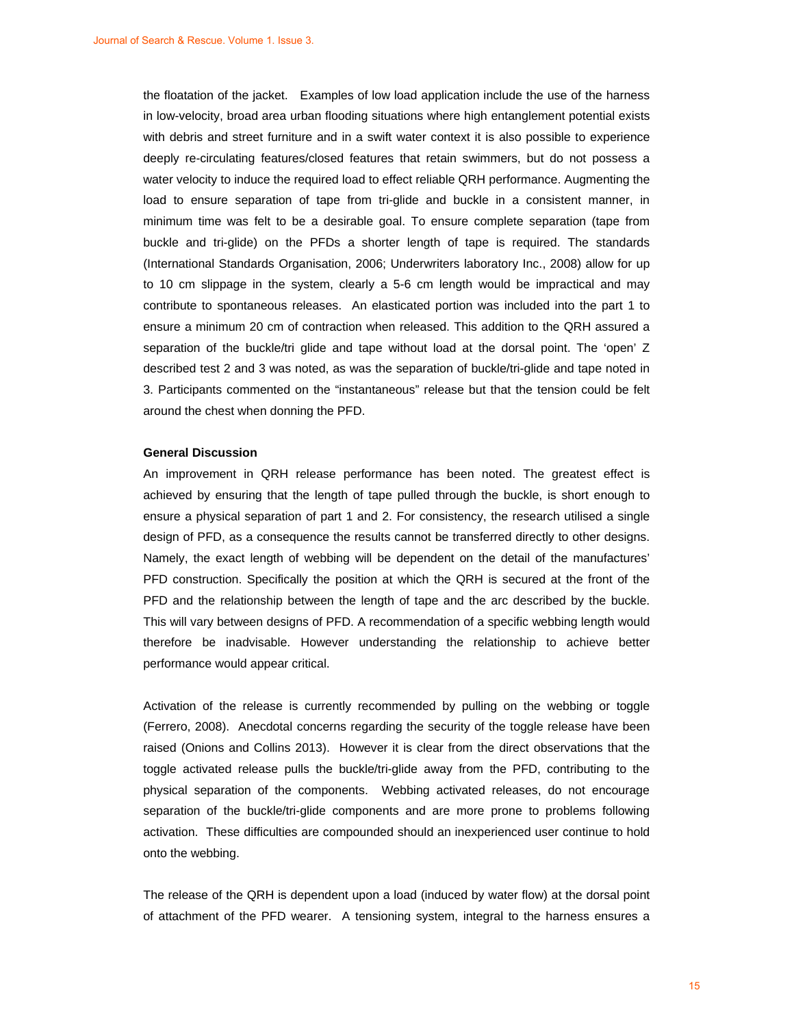the floatation of the jacket. Examples of low load application include the use of the harness in low-velocity, broad area urban flooding situations where high entanglement potential exists with debris and street furniture and in a swift water context it is also possible to experience deeply re-circulating features/closed features that retain swimmers, but do not possess a water velocity to induce the required load to effect reliable QRH performance. Augmenting the load to ensure separation of tape from tri-glide and buckle in a consistent manner, in minimum time was felt to be a desirable goal. To ensure complete separation (tape from buckle and tri-glide) on the PFDs a shorter length of tape is required. The standards (International Standards Organisation, 2006; Underwriters laboratory Inc., 2008) allow for up to 10 cm slippage in the system, clearly a 5-6 cm length would be impractical and may contribute to spontaneous releases. An elasticated portion was included into the part 1 to ensure a minimum 20 cm of contraction when released. This addition to the QRH assured a separation of the buckle/tri glide and tape without load at the dorsal point. The 'open' Z described test 2 and 3 was noted, as was the separation of buckle/tri-glide and tape noted in 3. Participants commented on the "instantaneous" release but that the tension could be felt around the chest when donning the PFD.

**General Discussion**

An improvement in QRH release performance has been noted. The greatest effect is achieved by ensuring that the length of tape pulled through the buckle, is short enough to ensure a physical separation of part 1 and 2. For consistency, the research utilised a single design of PFD, as a consequence the results cannot be transferred directly to other designs. Namely, the exact length of webbing will be dependent on the detail of the manufactures' PFD construction. Specifically the position at which the QRH is secured at the front of the PFD and the relationship between the length of tape and the arc described by the buckle. This will vary between designs of PFD. A recommendation of a specific webbing length would therefore be inadvisable. However understanding the relationship to achieve better performance would appear critical.

Activation of the release is currently recommended by pulling on the webbing or toggle (Ferrero, 2008). Anecdotal concerns regarding the security of the toggle release have been raised (Onions and Collins 2013). However it is clear from the direct observations that the toggle activated release pulls the buckle/tri-glide away from the PFD, contributing to the physical separation of the components. Webbing activated releases, do not encourage separation of the buckle/tri-glide components and are more prone to problems following activation. These difficulties are compounded should an inexperienced user continue to hold onto the webbing.

The release of the QRH is dependent upon a load (induced by water flow) at the dorsal point of attachment of the PFD wearer. A tensioning system, integral to the harness ensures a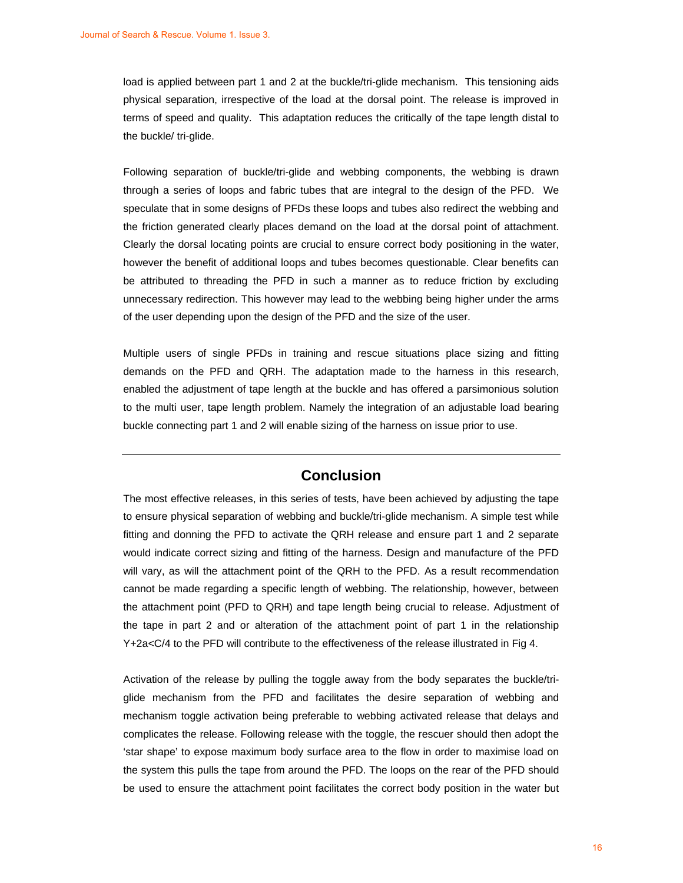load is applied between part 1 and 2 at the buckle/tri-glide mechanism. This tensioning aids physical separation, irrespective of the load at the dorsal point. The release is improved in terms of speed and quality. This adaptation reduces the critically of the tape length distal to the buckle/ tri-glide.

Following separation of buckle/tri-glide and webbing components, the webbing is drawn through a series of loops and fabric tubes that are integral to the design of the PFD. We speculate that in some designs of PFDs these loops and tubes also redirect the webbing and the friction generated clearly places demand on the load at the dorsal point of attachment. Clearly the dorsal locating points are crucial to ensure correct body positioning in the water, however the benefit of additional loops and tubes becomes questionable. Clear benefits can be attributed to threading the PFD in such a manner as to reduce friction by excluding unnecessary redirection. This however may lead to the webbing being higher under the arms of the user depending upon the design of the PFD and the size of the user.

Multiple users of single PFDs in training and rescue situations place sizing and fitting demands on the PFD and QRH. The adaptation made to the harness in this research, enabled the adjustment of tape length at the buckle and has offered a parsimonious solution to the multi user, tape length problem. Namely the integration of an adjustable load bearing buckle connecting part 1 and 2 will enable sizing of the harness on issue prior to use.

---

## Conclusion

The most effective releases, in this series of tests, have been achieved by adjusting the tape to ensure physical separation of webbing and buckle/tri-glide mechanism. A simple test while fitting and donning the PFD to activate the QRH release and ensure part 1 and 2 separate would indicate correct sizing and fitting of the harness. Design and manufacture of the PFD will vary, as will the attachment point of the QRH to the PFD. As a result recommendation cannot be made regarding a specific length of webbing. The relationship, however, between the attachment point (PFD to QRH) and tape length being crucial to release. Adjustment of the tape in part 2 and or alteration of the attachment point of part 1 in the relationship $Y+2a<C/4$ to the PFD will contribute to the effectiveness of the release illustrated in Fig 4.

Activation of the release by pulling the toggle away from the body separates the buckle/tri-glide mechanism from the PFD and facilitates the desire separation of webbing and mechanism toggle activation being preferable to webbing activated release that delays and complicates the release. Following release with the toggle, the rescuer should then adopt the 'star shape' to expose maximum body surface area to the flow in order to maximise load on the system this pulls the tape from around the PFD. The loops on the rear of the PFD should be used to ensure the attachment point facilitates the correct body position in the water but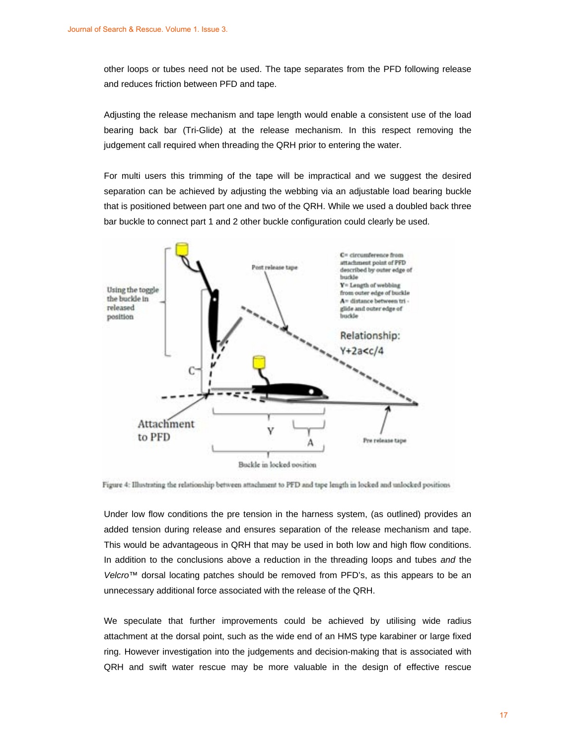other loops or tubes need not be used. The tape separates from the PFD following release and reduces friction between PFD and tape.

Adjusting the release mechanism and tape length would enable a consistent use of the load bearing back bar (Tri-Glide) at the release mechanism. In this respect removing the judgement call required when threading the QRH prior to entering the water.

For multi users this trimming of the tape will be impractical and we suggest the desired separation can be achieved by adjusting the webbing via an adjustable load bearing buckle that is positioned between part one and two of the QRH. While we used a doubled back three bar buckle to connect part 1 and 2 other buckle configuration could clearly be used.

Figure 4: Illustrating the relationship between attachment to PFD and tape length in locked and unlocked positions

Under low flow conditions the pre tension in the harness system, (as outlined) provides an added tension during release and ensures separation of the release mechanism and tape. This would be advantageous in QRH that may be used in both low and high flow conditions. In addition to the conclusions above a reduction in the threading loops and tubes *and* the *Velcro™* dorsal locating patches should be removed from PFD's, as this appears to be an unnecessary additional force associated with the release of the QRH.

We speculate that further improvements could be achieved by utilising wide radius attachment at the dorsal point, such as the wide end of an HMS type karabiner or large fixed ring. However investigation into the judgements and decision-making that is associated with QRH and swift water rescue may be more valuable in the design of effective rescue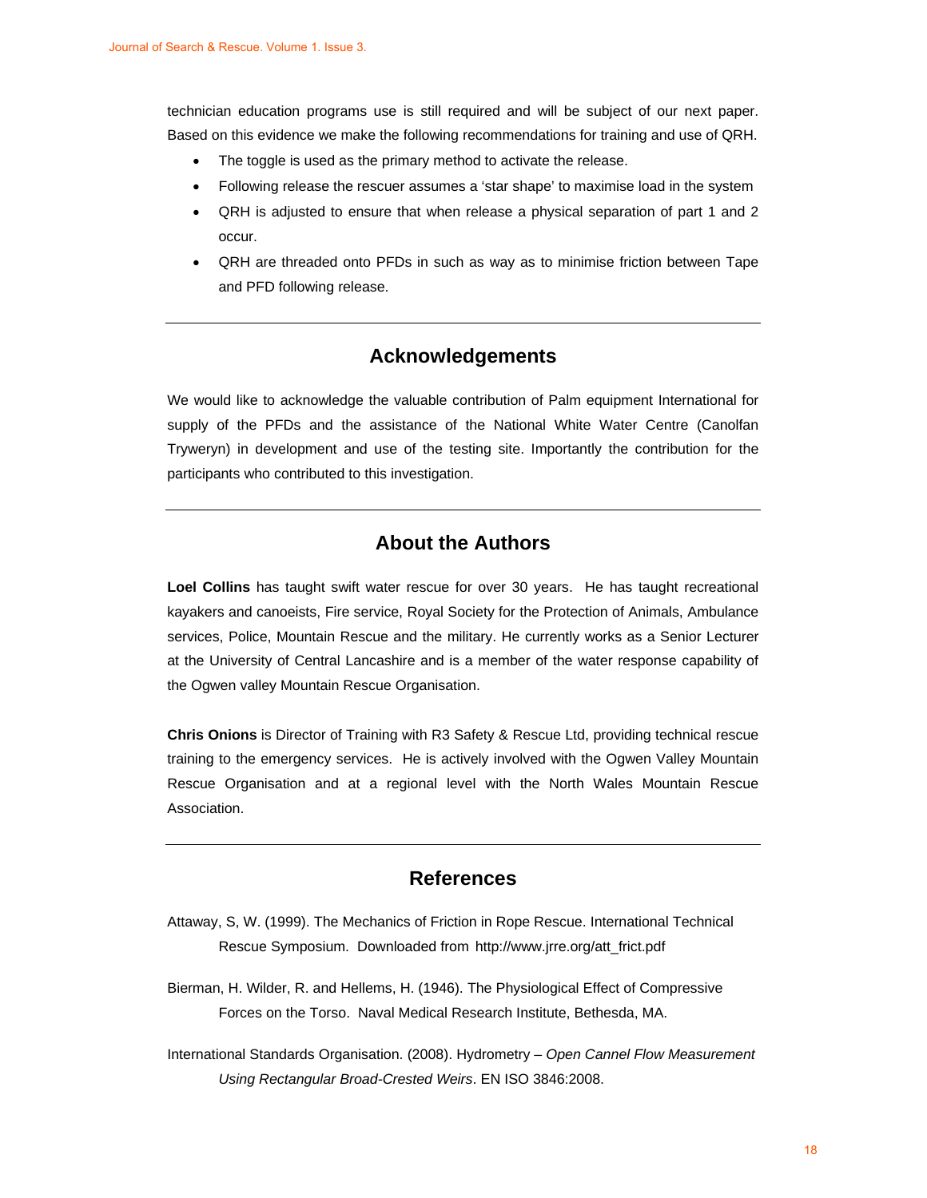technician education programs use is still required and will be subject of our next paper. Based on this evidence we make the following recommendations for training and use of QRH.

- The toggle is used as the primary method to activate the release.
- Following release the rescuer assumes a 'star shape' to maximise load in the system
- QRH is adjusted to ensure that when release a physical separation of part 1 and 2 occur.
- QRH are threaded onto PFDs in such as way as to minimise friction between Tape and PFD following release.

---

## Acknowledgements

We would like to acknowledge the valuable contribution of Palm equipment International for supply of the PFDs and the assistance of the National White Water Centre (Canolfan Tryweryn) in development and use of the testing site. Importantly the contribution for the participants who contributed to this investigation.

---

## About the Authors

**Loel Collins** has taught swift water rescue for over 30 years. He has taught recreational kayakers and canoeists, Fire service, Royal Society for the Protection of Animals, Ambulance services, Police, Mountain Rescue and the military. He currently works as a Senior Lecturer at the University of Central Lancashire and is a member of the water response capability of the Ogwen valley Mountain Rescue Organisation.

**Chris Onions** is Director of Training with R3 Safety & Rescue Ltd, providing technical rescue training to the emergency services. He is actively involved with the Ogwen Valley Mountain Rescue Organisation and at a regional level with the North Wales Mountain Rescue Association.

---

## References

Attaway, S, W. (1999). The Mechanics of Friction in Rope Rescue. International Technical Rescue Symposium. Downloaded from http://www.jrre.org/att_frict.pdf

Bierman, H. Wilder, R. and Hellems, H. (1946). The Physiological Effect of Compressive Forces on the Torso. Naval Medical Research Institute, Bethesda, MA.

International Standards Organisation. (2008). Hydrometry – *Open Cannel Flow Measurement Using Rectangular Broad-Crested Weirs*. EN ISO 3846:2008.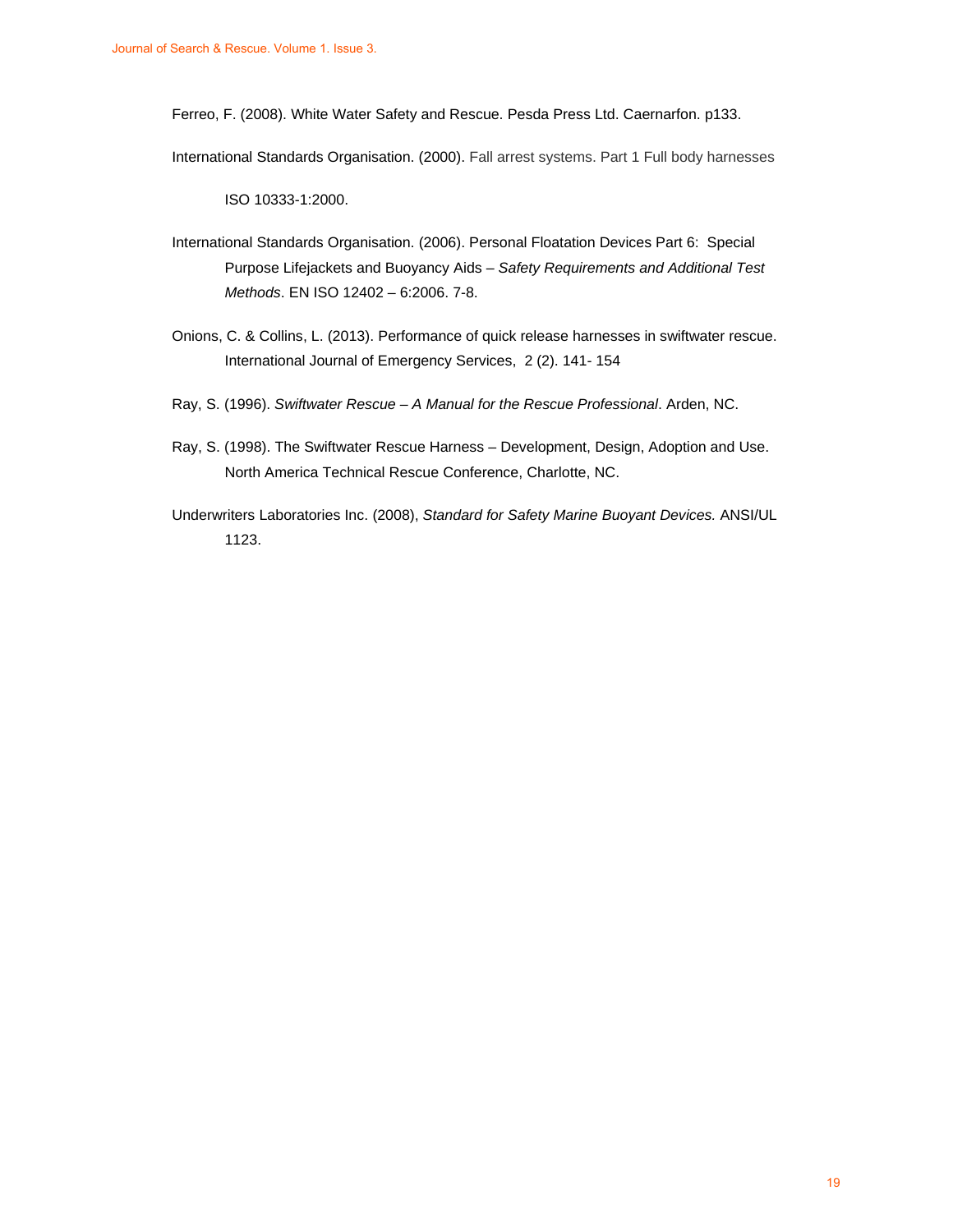Ferreo, F. (2008). White Water Safety and Rescue. Pesda Press Ltd. Caernarfon. p133.

International Standards Organisation. (2000). Fall arrest systems. Part 1 Full body harnesses ISO 10333-1:2000.

International Standards Organisation. (2006). Personal Floatation Devices Part 6: Special Purpose Lifejackets and Buoyancy Aids – *Safety Requirements and Additional Test Methods*. EN ISO 12402 – 6:2006. 7-8.

Onions, C. & Collins, L. (2013). Performance of quick release harnesses in swiftwater rescue. International Journal of Emergency Services, 2 (2). 141- 154

Ray, S. (1996). *Swiftwater Rescue – A Manual for the Rescue Professional*. Arden, NC.

Ray, S. (1998). The Swiftwater Rescue Harness – Development, Design, Adoption and Use. North America Technical Rescue Conference, Charlotte, NC.

Underwriters Laboratories Inc. (2008), *Standard for Safety Marine Buoyant Devices.* ANSI/UL 1123.